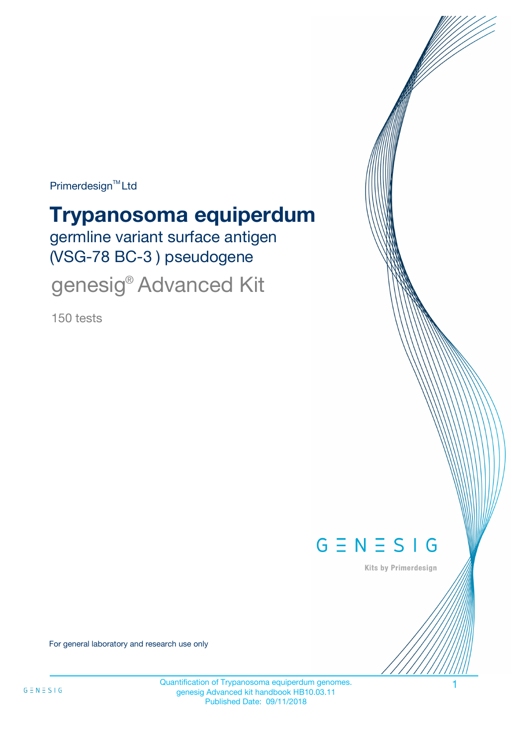Primerdesign™ Ltd

# Trypanosoma equiperdum

germline variant surface antigen (VSG-78 BC-3 ) pseudogene

genesig® Advanced Kit

150 tests

GENESIG

Kits by Primerdesign

For general laboratory and research use only

Quantification of Trypanosoma equiperdum genomes.
genesig Advanced kit handbook HB10.03.11
Published Date: 09/11/2018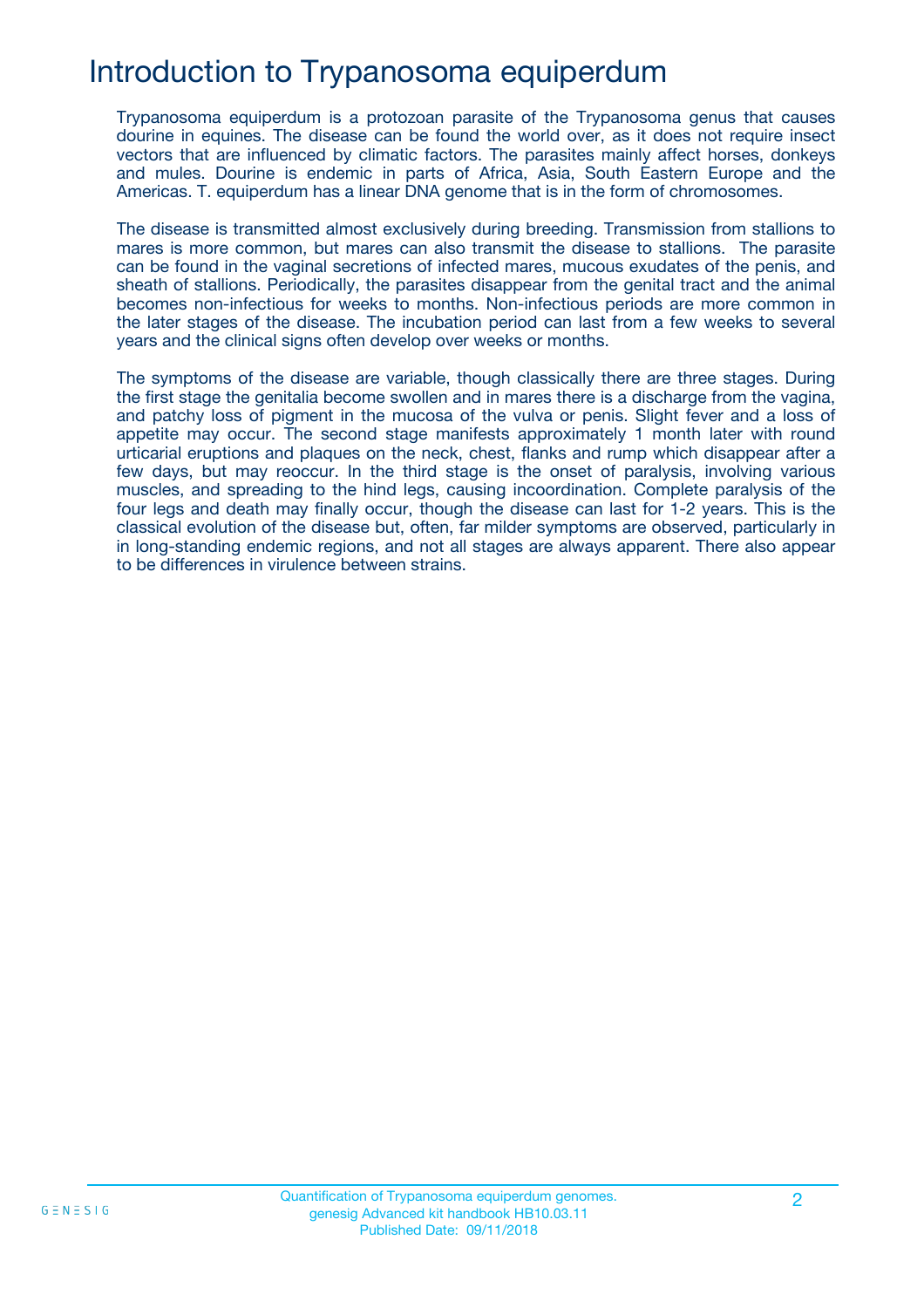# Introduction to Trypanosoma equiperdum

Trypanosoma equiperdum is a protozoan parasite of the Trypanosoma genus that causes dourine in equines. The disease can be found the world over, as it does not require insect vectors that are influenced by climatic factors. The parasites mainly affect horses, donkeys and mules. Dourine is endemic in parts of Africa, Asia, South Eastern Europe and the Americas. T. equiperdum has a linear DNA genome that is in the form of chromosomes.

The disease is transmitted almost exclusively during breeding. Transmission from stallions to mares is more common, but mares can also transmit the disease to stallions. The parasite can be found in the vaginal secretions of infected mares, mucous exudates of the penis, and sheath of stallions. Periodically, the parasites disappear from the genital tract and the animal becomes non-infectious for weeks to months. Non-infectious periods are more common in the later stages of the disease. The incubation period can last from a few weeks to several years and the clinical signs often develop over weeks or months.

The symptoms of the disease are variable, though classically there are three stages. During the first stage the genitalia become swollen and in mares there is a discharge from the vagina, and patchy loss of pigment in the mucosa of the vulva or penis. Slight fever and a loss of appetite may occur. The second stage manifests approximately 1 month later with round urticarial eruptions and plaques on the neck, chest, flanks and rump which disappear after a few days, but may reoccur. In the third stage is the onset of paralysis, involving various muscles, and spreading to the hind legs, causing incoordination. Complete paralysis of the four legs and death may finally occur, though the disease can last for 1-2 years. This is the classical evolution of the disease but, often, far milder symptoms are observed, particularly in in long-standing endemic regions, and not all stages are always apparent. There also appear to be differences in virulence between strains.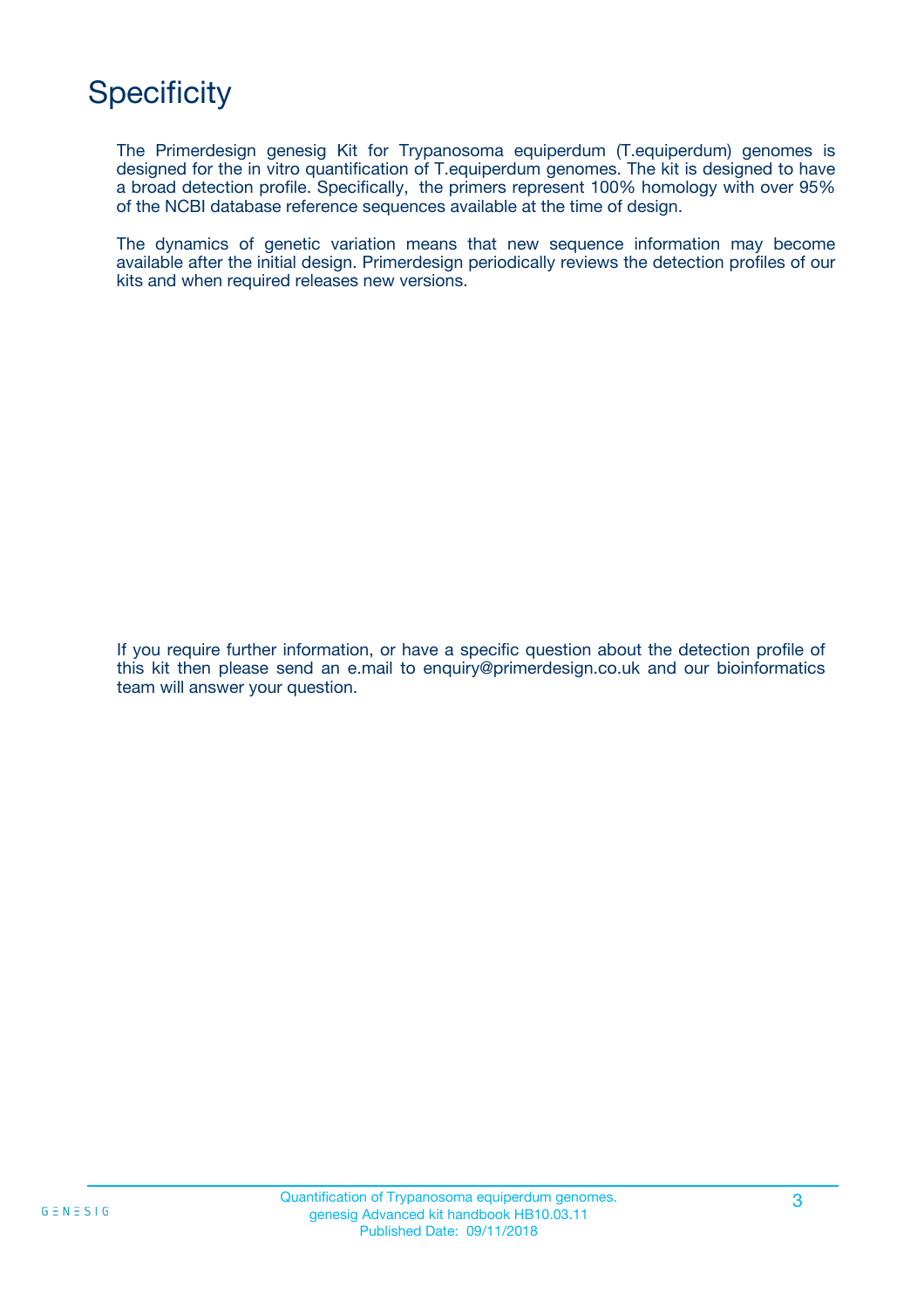# Specificity

The Primerdesign genesig Kit for Trypanosoma equiperdum (T.equiperdum) genomes is designed for the in vitro quantification of T.equiperdum genomes. The kit is designed to have a broad detection profile. Specifically, the primers represent 100% homology with over 95% of the NCBI database reference sequences available at the time of design.

The dynamics of genetic variation means that new sequence information may become available after the initial design. Primerdesign periodically reviews the detection profiles of our kits and when required releases new versions.

If you require further information, or have a specific question about the detection profile of this kit then please send an e.mail to enquiry@primerdesign.co.uk and our bioinformatics team will answer your question.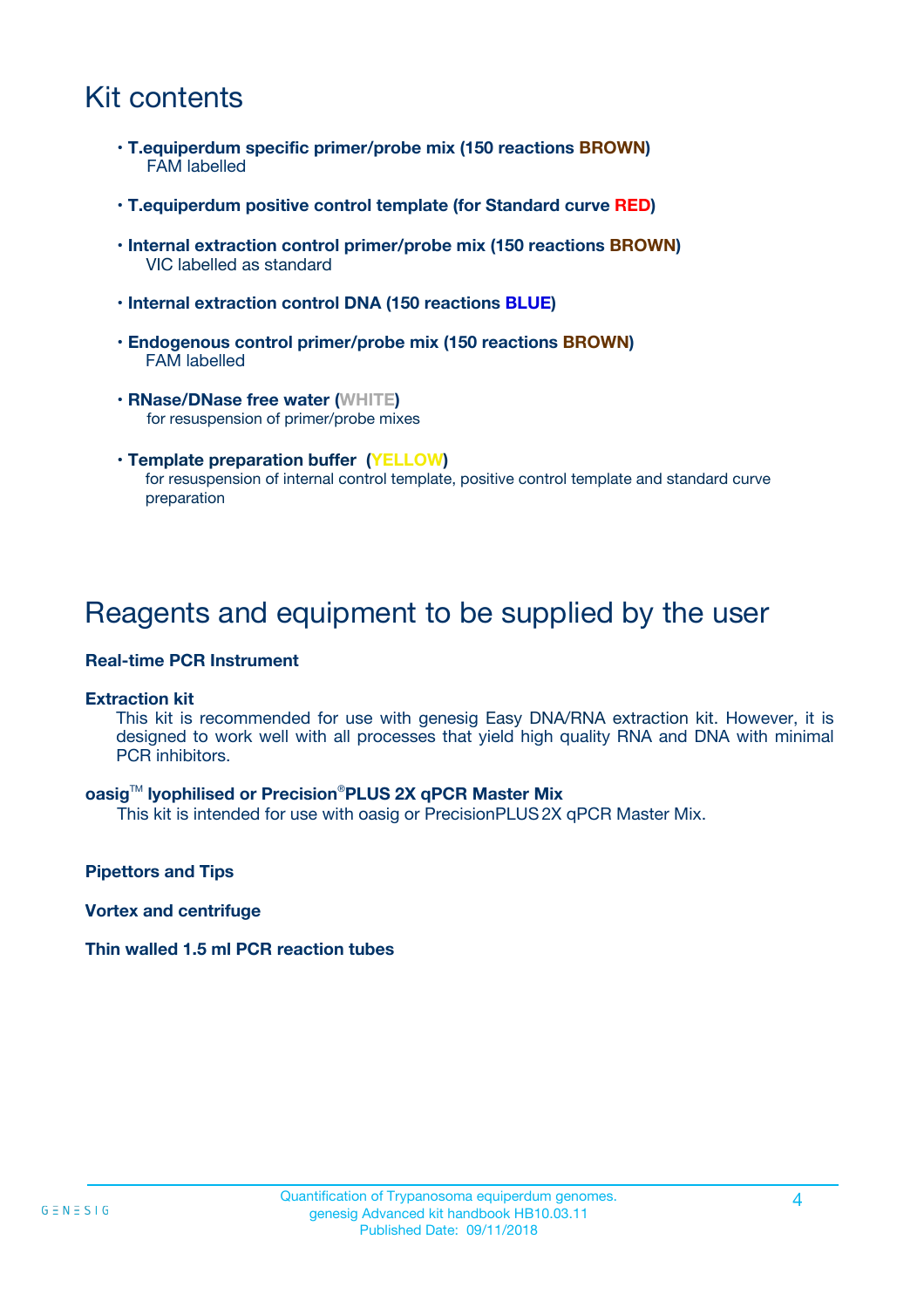# Kit contents

- **T.equiperdum specific primer/probe mix (150 reactions BROWN)**
  FAM labelled
- **T.equiperdum positive control template (for Standard curve RED)**
- **Internal extraction control primer/probe mix (150 reactions BROWN)**
  VIC labelled as standard
- **Internal extraction control DNA (150 reactions BLUE)**
- **Endogenous control primer/probe mix (150 reactions BROWN)**
  FAM labelled
- **RNase/DNase free water (WHITE)**
  for resuspension of primer/probe mixes
- **Template preparation buffer (YELLOW)**
  for resuspension of internal control template, positive control template and standard curve preparation

# Reagents and equipment to be supplied by the user

**Real-time PCR Instrument**

**Extraction kit**

This kit is recommended for use with genesig Easy DNA/RNA extraction kit. However, it is designed to work well with all processes that yield high quality RNA and DNA with minimal PCR inhibitors.

**oasig™ lyophilised or Precision®PLUS 2X qPCR Master Mix**

This kit is intended for use with oasig or PrecisionPLUS 2X qPCR Master Mix.

**Pipettors and Tips**

**Vortex and centrifuge**

**Thin walled 1.5 ml PCR reaction tubes**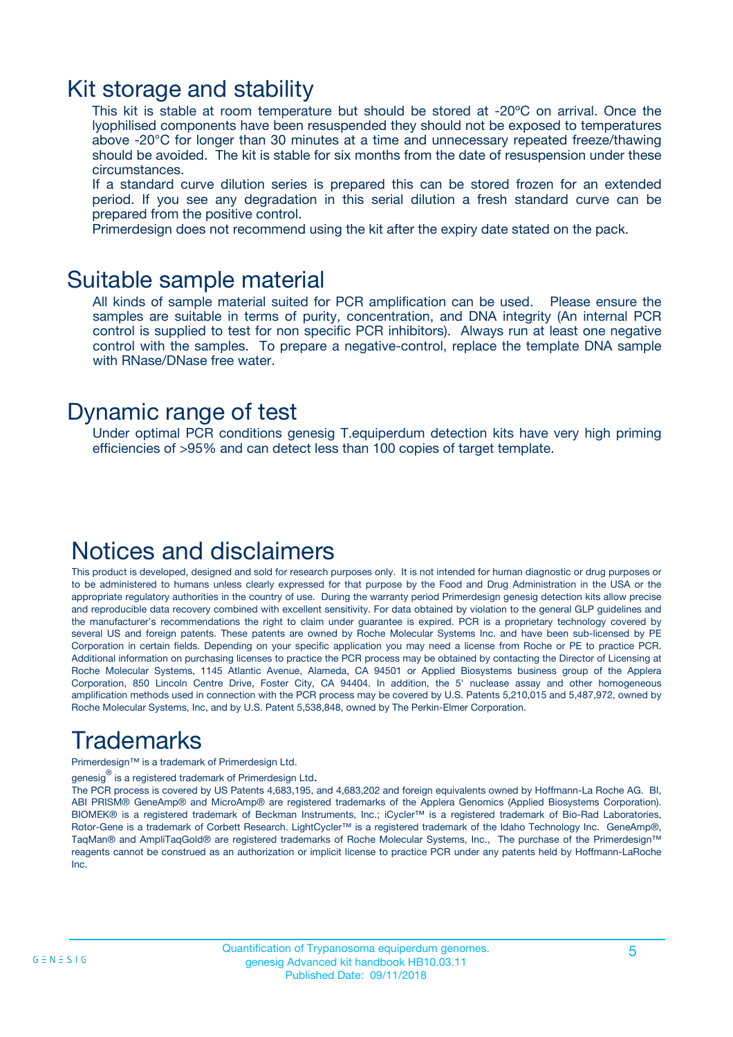# Kit storage and stability

This kit is stable at room temperature but should be stored at -20ºC on arrival. Once the lyophilised components have been resuspended they should not be exposed to temperatures above -20°C for longer than 30 minutes at a time and unnecessary repeated freeze/thawing should be avoided. The kit is stable for six months from the date of resuspension under these circumstances.

If a standard curve dilution series is prepared this can be stored frozen for an extended period. If you see any degradation in this serial dilution a fresh standard curve can be prepared from the positive control.

Primerdesign does not recommend using the kit after the expiry date stated on the pack.

# Suitable sample material

All kinds of sample material suited for PCR amplification can be used. Please ensure the samples are suitable in terms of purity, concentration, and DNA integrity (An internal PCR control is supplied to test for non specific PCR inhibitors). Always run at least one negative control with the samples. To prepare a negative-control, replace the template DNA sample with RNase/DNase free water.

# Dynamic range of test

Under optimal PCR conditions genesig T.equiperdum detection kits have very high priming efficiencies of >95% and can detect less than 100 copies of target template.

# Notices and disclaimers

This product is developed, designed and sold for research purposes only. It is not intended for human diagnostic or drug purposes or to be administered to humans unless clearly expressed for that purpose by the Food and Drug Administration in the USA or the appropriate regulatory authorities in the country of use. During the warranty period Primerdesign genesig detection kits allow precise and reproducible data recovery combined with excellent sensitivity. For data obtained by violation to the general GLP guidelines and the manufacturer's recommendations the right to claim under guarantee is expired. PCR is a proprietary technology covered by several US and foreign patents. These patents are owned by Roche Molecular Systems Inc. and have been sub-licensed by PE Corporation in certain fields. Depending on your specific application you may need a license from Roche or PE to practice PCR. Additional information on purchasing licenses to practice the PCR process may be obtained by contacting the Director of Licensing at Roche Molecular Systems, 1145 Atlantic Avenue, Alameda, CA 94501 or Applied Biosystems business group of the Applera Corporation, 850 Lincoln Centre Drive, Foster City, CA 94404. In addition, the 5' nuclease assay and other homogeneous amplification methods used in connection with the PCR process may be covered by U.S. Patents 5,210,015 and 5,487,972, owned by Roche Molecular Systems, Inc, and by U.S. Patent 5,538,848, owned by The Perkin-Elmer Corporation.

# Trademarks

Primerdesign™ is a trademark of Primerdesign Ltd.

genesig® is a registered trademark of Primerdesign Ltd.

The PCR process is covered by US Patents 4,683,195, and 4,683,202 and foreign equivalents owned by Hoffmann-La Roche AG. BI, ABI PRISM® GeneAmp® and MicroAmp® are registered trademarks of the Applera Genomics (Applied Biosystems Corporation). BIOMEK® is a registered trademark of Beckman Instruments, Inc.; iCycler™ is a registered trademark of Bio-Rad Laboratories, Rotor-Gene is a trademark of Corbett Research. LightCycler™ is a registered trademark of the Idaho Technology Inc. GeneAmp®, TaqMan® and AmpliTaqGold® are registered trademarks of Roche Molecular Systems, Inc., The purchase of the Primerdesign™ reagents cannot be construed as an authorization or implicit license to practice PCR under any patents held by Hoffmann-LaRoche Inc.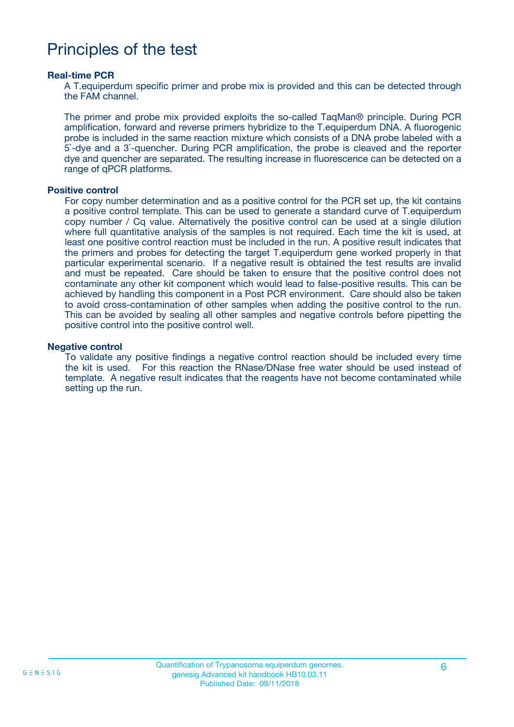# Principles of the test

### Real-time PCR

A T.equiperdum specific primer and probe mix is provided and this can be detected through the FAM channel.

The primer and probe mix provided exploits the so-called TaqMan® principle. During PCR amplification, forward and reverse primers hybridize to the T.equiperdum DNA. A fluorogenic probe is included in the same reaction mixture which consists of a DNA probe labeled with a 5`-dye and a 3`-quencher. During PCR amplification, the probe is cleaved and the reporter dye and quencher are separated. The resulting increase in fluorescence can be detected on a range of qPCR platforms.

### Positive control

For copy number determination and as a positive control for the PCR set up, the kit contains a positive control template. This can be used to generate a standard curve of T.equiperdum copy number / Cq value. Alternatively the positive control can be used at a single dilution where full quantitative analysis of the samples is not required. Each time the kit is used, at least one positive control reaction must be included in the run. A positive result indicates that the primers and probes for detecting the target T.equiperdum gene worked properly in that particular experimental scenario. If a negative result is obtained the test results are invalid and must be repeated. Care should be taken to ensure that the positive control does not contaminate any other kit component which would lead to false-positive results. This can be achieved by handling this component in a Post PCR environment. Care should also be taken to avoid cross-contamination of other samples when adding the positive control to the run. This can be avoided by sealing all other samples and negative controls before pipetting the positive control into the positive control well.

### Negative control

To validate any positive findings a negative control reaction should be included every time the kit is used. For this reaction the RNase/DNase free water should be used instead of template. A negative result indicates that the reagents have not become contaminated while setting up the run.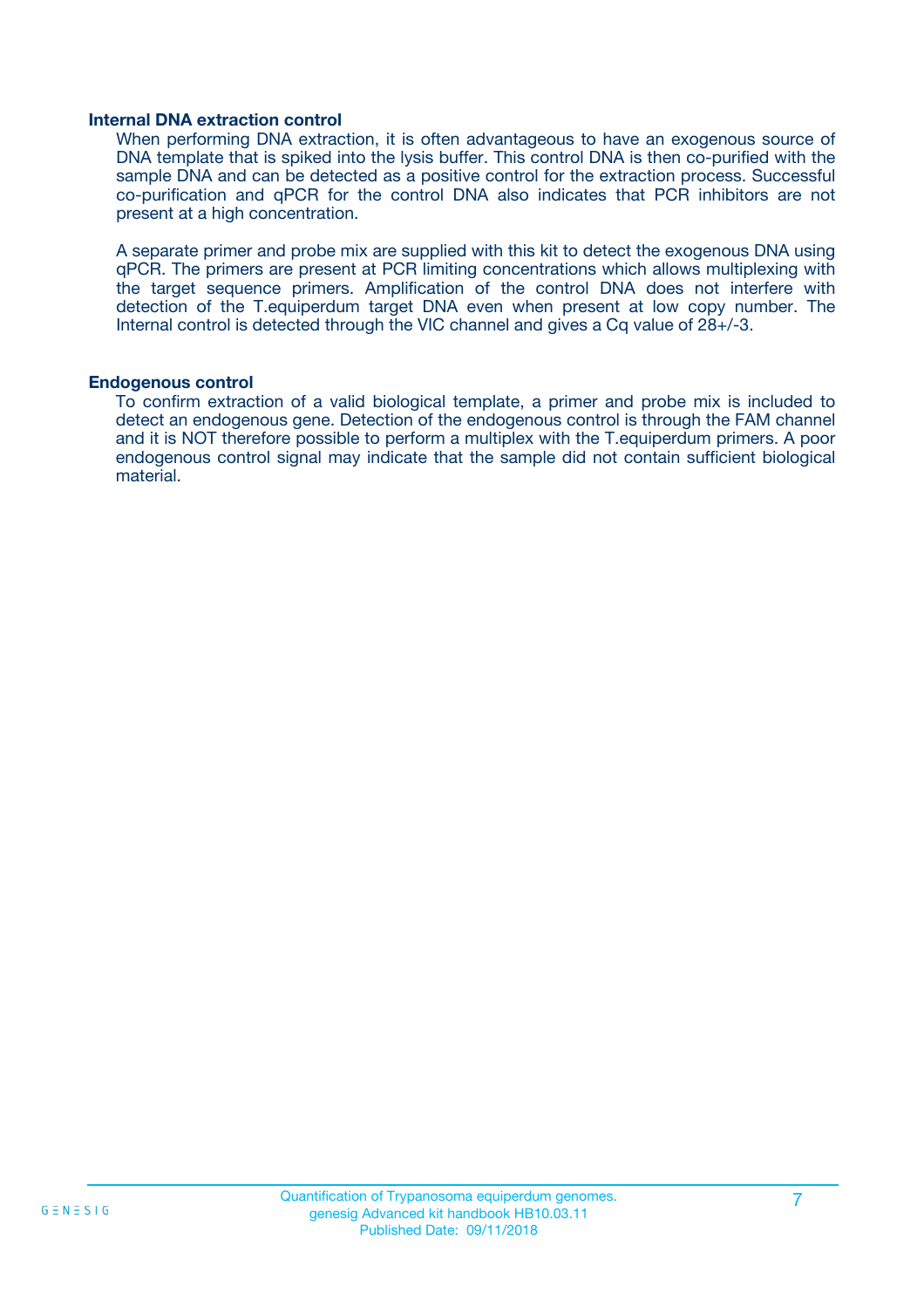### Internal DNA extraction control

When performing DNA extraction, it is often advantageous to have an exogenous source of DNA template that is spiked into the lysis buffer. This control DNA is then co-purified with the sample DNA and can be detected as a positive control for the extraction process. Successful co-purification and qPCR for the control DNA also indicates that PCR inhibitors are not present at a high concentration.

A separate primer and probe mix are supplied with this kit to detect the exogenous DNA using qPCR. The primers are present at PCR limiting concentrations which allows multiplexing with the target sequence primers. Amplification of the control DNA does not interfere with detection of the T.equiperdum target DNA even when present at low copy number. The Internal control is detected through the VIC channel and gives a Cq value of 28+/-3.

### Endogenous control

To confirm extraction of a valid biological template, a primer and probe mix is included to detect an endogenous gene. Detection of the endogenous control is through the FAM channel and it is NOT therefore possible to perform a multiplex with the T.equiperdum primers. A poor endogenous control signal may indicate that the sample did not contain sufficient biological material.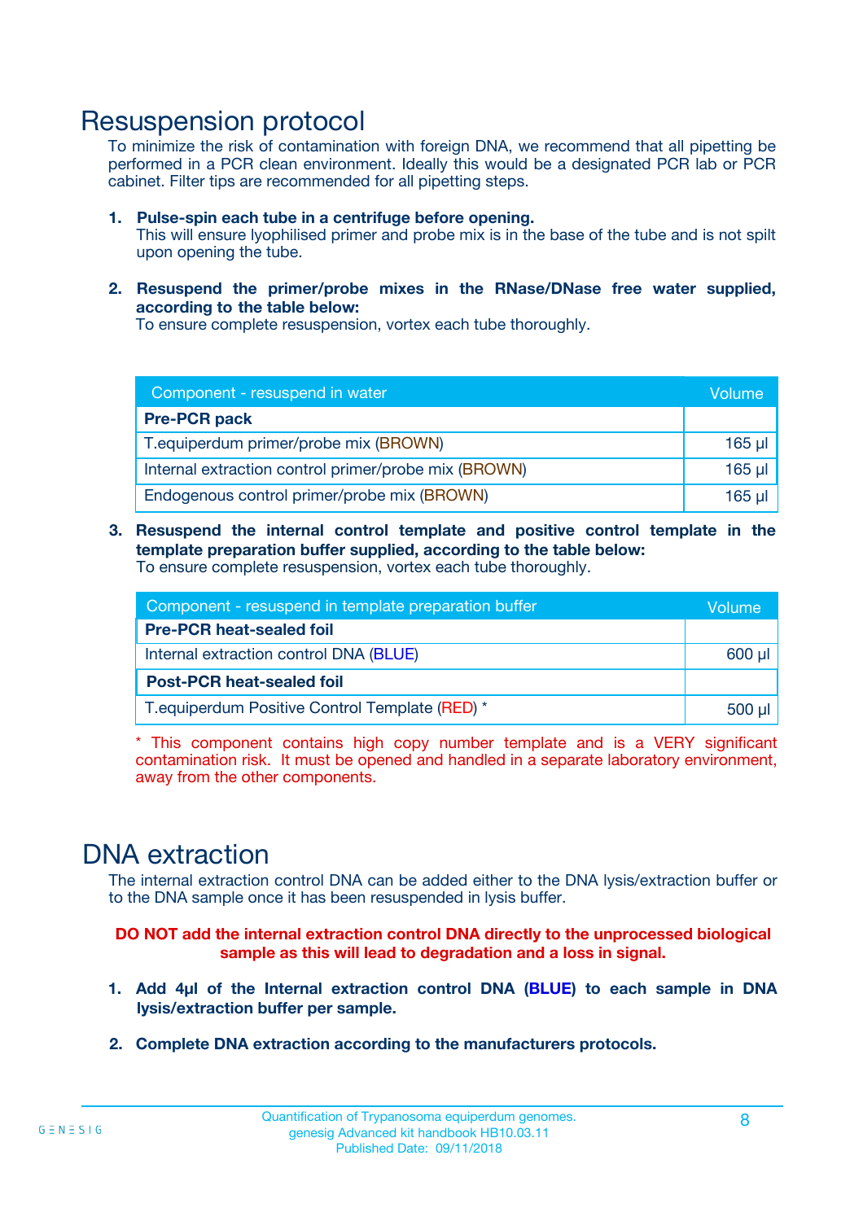# Resuspension protocol

To minimize the risk of contamination with foreign DNA, we recommend that all pipetting be performed in a PCR clean environment. Ideally this would be a designated PCR lab or PCR cabinet. Filter tips are recommended for all pipetting steps.

1. **Pulse-spin each tube in a centrifuge before opening.**
   This will ensure lyophilised primer and probe mix is in the base of the tube and is not spilt upon opening the tube.

2. **Resuspend the primer/probe mixes in the RNase/DNase free water supplied, according to the table below:**
   To ensure complete resuspension, vortex each tube thoroughly.

| Component - resuspend in water | Volume |
|---|---|
| **Pre-PCR pack** | |
| T.equiperdum primer/probe mix (BROWN) | 165 µl |
| Internal extraction control primer/probe mix (BROWN) | 165 µl |
| Endogenous control primer/probe mix (BROWN) | 165 µl |

3. **Resuspend the internal control template and positive control template in the template preparation buffer supplied, according to the table below:**
   To ensure complete resuspension, vortex each tube thoroughly.

| Component - resuspend in template preparation buffer | Volume |
|---|---|
| **Pre-PCR heat-sealed foil** | |
| Internal extraction control DNA (BLUE) | 600 µl |
| **Post-PCR heat-sealed foil** | |
| T.equiperdum Positive Control Template (RED) * | 500 µl |

* This component contains high copy number template and is a VERY significant contamination risk. It must be opened and handled in a separate laboratory environment, away from the other components.

# DNA extraction

The internal extraction control DNA can be added either to the DNA lysis/extraction buffer or to the DNA sample once it has been resuspended in lysis buffer.

**DO NOT add the internal extraction control DNA directly to the unprocessed biological sample as this will lead to degradation and a loss in signal.**

1. **Add 4µl of the Internal extraction control DNA (BLUE) to each sample in DNA lysis/extraction buffer per sample.**

2. **Complete DNA extraction according to the manufacturers protocols.**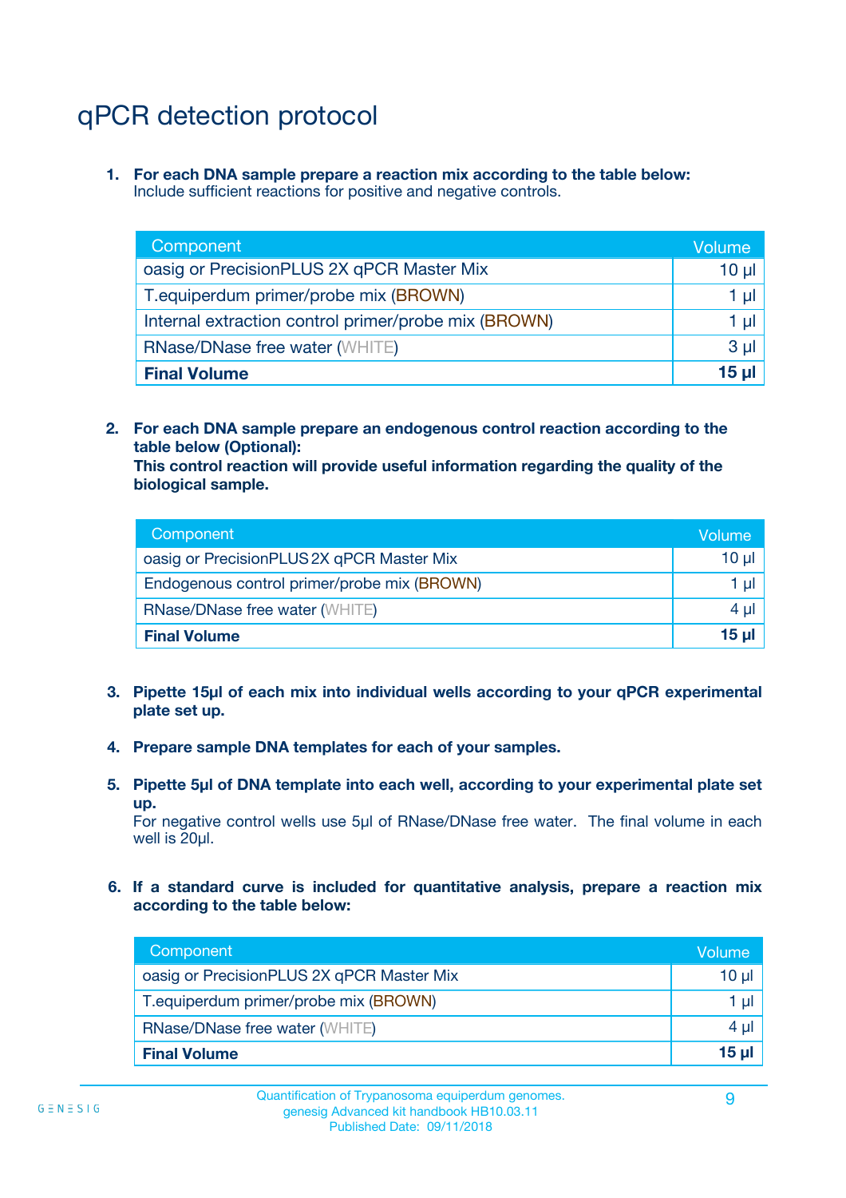# qPCR detection protocol

1. **For each DNA sample prepare a reaction mix according to the table below:**
   Include sufficient reactions for positive and negative controls.

| Component | Volume |
|---|---|
| oasig or PrecisionPLUS 2X qPCR Master Mix | 10 µl |
| T.equiperdum primer/probe mix (BROWN) | 1 µl |
| Internal extraction control primer/probe mix (BROWN) | 1 µl |
| RNase/DNase free water (WHITE) | 3 µl |
| **Final Volume** | **15 µl** |

2. **For each DNA sample prepare an endogenous control reaction according to the table below (Optional):**
   **This control reaction will provide useful information regarding the quality of the biological sample.**

| Component | Volume |
|---|---|
| oasig or PrecisionPLUS 2X qPCR Master Mix | 10 µl |
| Endogenous control primer/probe mix (BROWN) | 1 µl |
| RNase/DNase free water (WHITE) | 4 µl |
| **Final Volume** | **15 µl** |

3. **Pipette 15µl of each mix into individual wells according to your qPCR experimental plate set up.**

4. **Prepare sample DNA templates for each of your samples.**

5. **Pipette 5µl of DNA template into each well, according to your experimental plate set up.**
   For negative control wells use 5µl of RNase/DNase free water. The final volume in each well is 20µl.

6. **If a standard curve is included for quantitative analysis, prepare a reaction mix according to the table below:**

| Component | Volume |
|---|---|
| oasig or PrecisionPLUS 2X qPCR Master Mix | 10 µl |
| T.equiperdum primer/probe mix (BROWN) | 1 µl |
| RNase/DNase free water (WHITE) | 4 µl |
| **Final Volume** | **15 µl** |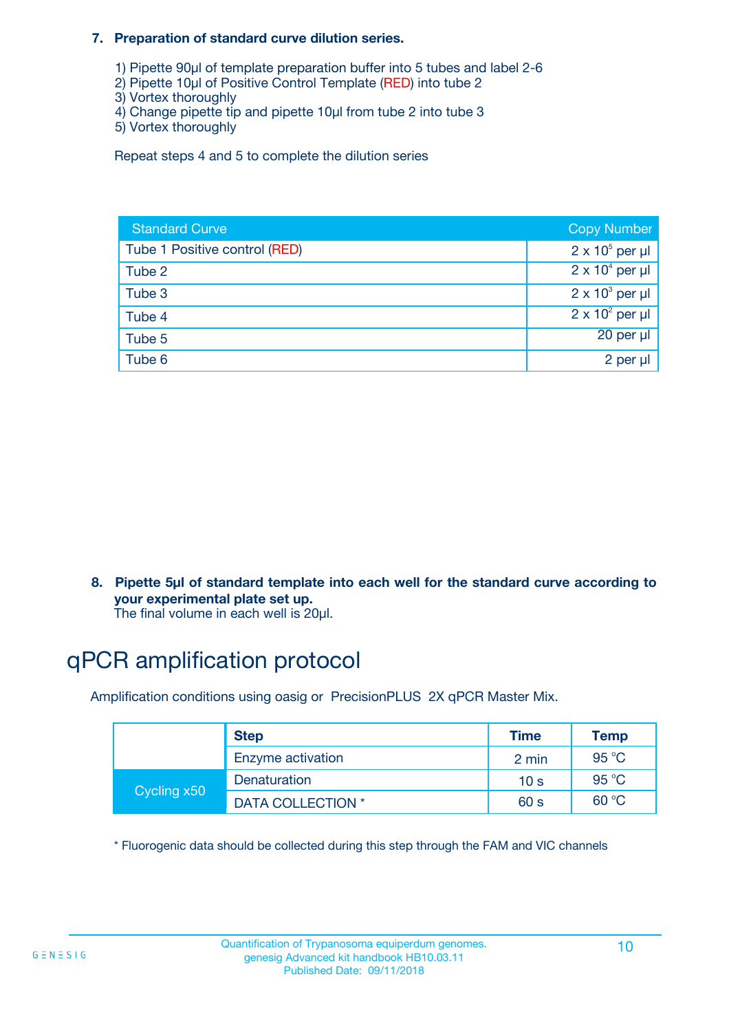**7. Preparation of standard curve dilution series.**

1) Pipette 90µl of template preparation buffer into 5 tubes and label 2-6
2) Pipette 10µl of Positive Control Template (RED) into tube 2
3) Vortex thoroughly
4) Change pipette tip and pipette 10µl from tube 2 into tube 3
5) Vortex thoroughly

Repeat steps 4 and 5 to complete the dilution series

| Standard Curve | Copy Number |
|---|---|
| Tube 1 Positive control (RED) | $2 \times 10^5$ per µl |
| Tube 2 | $2 \times 10^4$ per µl |
| Tube 3 | $2 \times 10^3$ per µl |
| Tube 4 | $2 \times 10^2$ per µl |
| Tube 5 | 20 per µl |
| Tube 6 | 2 per µl |

**8. Pipette 5µl of standard template into each well for the standard curve according to your experimental plate set up.**
The final volume in each well is 20µl.

# qPCR amplification protocol

Amplification conditions using oasig or PrecisionPLUS 2X qPCR Master Mix.

| | Step | Time | Temp |
|---|---|---|---|
| | Enzyme activation | 2 min | 95 °C |
| Cycling x50 | Denaturation | 10 s | 95 °C |
| | DATA COLLECTION * | 60 s | 60 °C |

* Fluorogenic data should be collected during this step through the FAM and VIC channels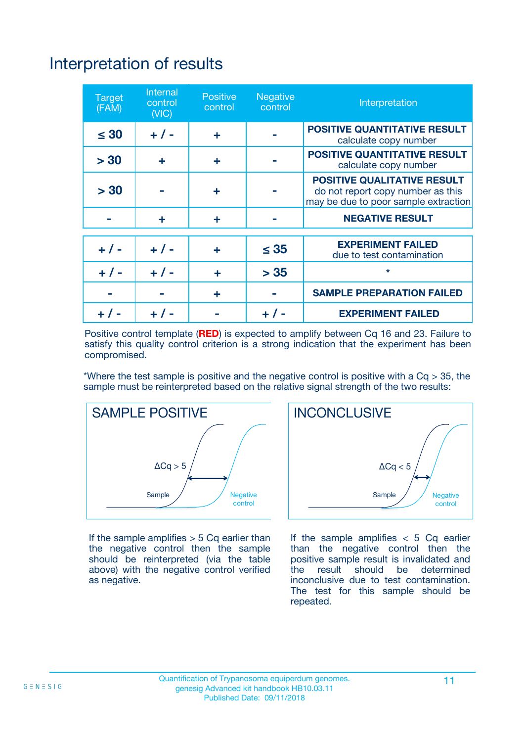# Interpretation of results

| Target (FAM) | Internal control (VIC) | Positive control | Negative control | Interpretation |
|---|---|---|---|---|
| ≤ 30 | + / - | + | - | **POSITIVE QUANTITATIVE RESULT** calculate copy number |
| > 30 | + | + | - | **POSITIVE QUANTITATIVE RESULT** calculate copy number |
| > 30 | - | + | - | **POSITIVE QUALITATIVE RESULT** do not report copy number as this may be due to poor sample extraction |
| - | + | + | - | **NEGATIVE RESULT** |
| + / - | + / - | + | ≤ 35 | **EXPERIMENT FAILED** due to test contamination |
| + / - | + / - | + | > 35 | * |
| - | - | + | - | **SAMPLE PREPARATION FAILED** |
| + / - | + / - | - | + / - | **EXPERIMENT FAILED** |

Positive control template (**RED**) is expected to amplify between Cq 16 and 23. Failure to satisfy this quality control criterion is a strong indication that the experiment has been compromised.

*Where the test sample is positive and the negative control is positive with a Cq > 35, the sample must be reinterpreted based on the relative signal strength of the two results:

**SAMPLE POSITIVE**

ΔCq > 5

Sample — Negative control

If the sample amplifies > 5 Cq earlier than the negative control then the sample should be reinterpreted (via the table above) with the negative control verified as negative.

**INCONCLUSIVE**

ΔCq < 5

Sample — Negative control

If the sample amplifies < 5 Cq earlier than the negative control then the positive sample result is invalidated and the result should be determined inconclusive due to test contamination. The test for this sample should be repeated.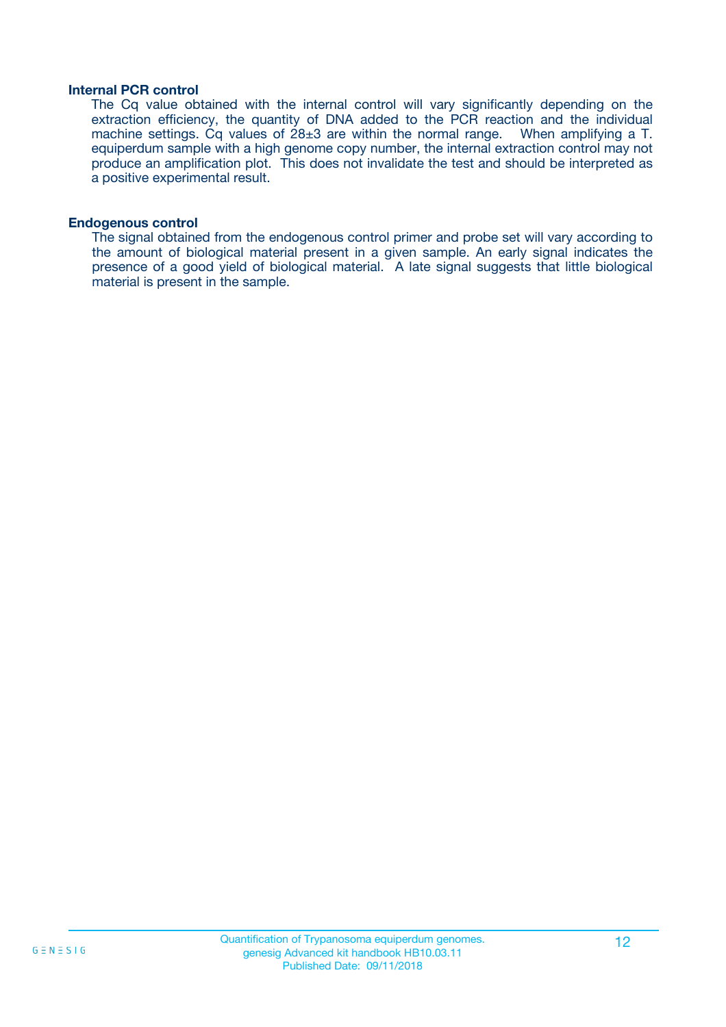### Internal PCR control

The Cq value obtained with the internal control will vary significantly depending on the extraction efficiency, the quantity of DNA added to the PCR reaction and the individual machine settings. Cq values of 28±3 are within the normal range. When amplifying a T. equiperdum sample with a high genome copy number, the internal extraction control may not produce an amplification plot. This does not invalidate the test and should be interpreted as a positive experimental result.

### Endogenous control

The signal obtained from the endogenous control primer and probe set will vary according to the amount of biological material present in a given sample. An early signal indicates the presence of a good yield of biological material. A late signal suggests that little biological material is present in the sample.